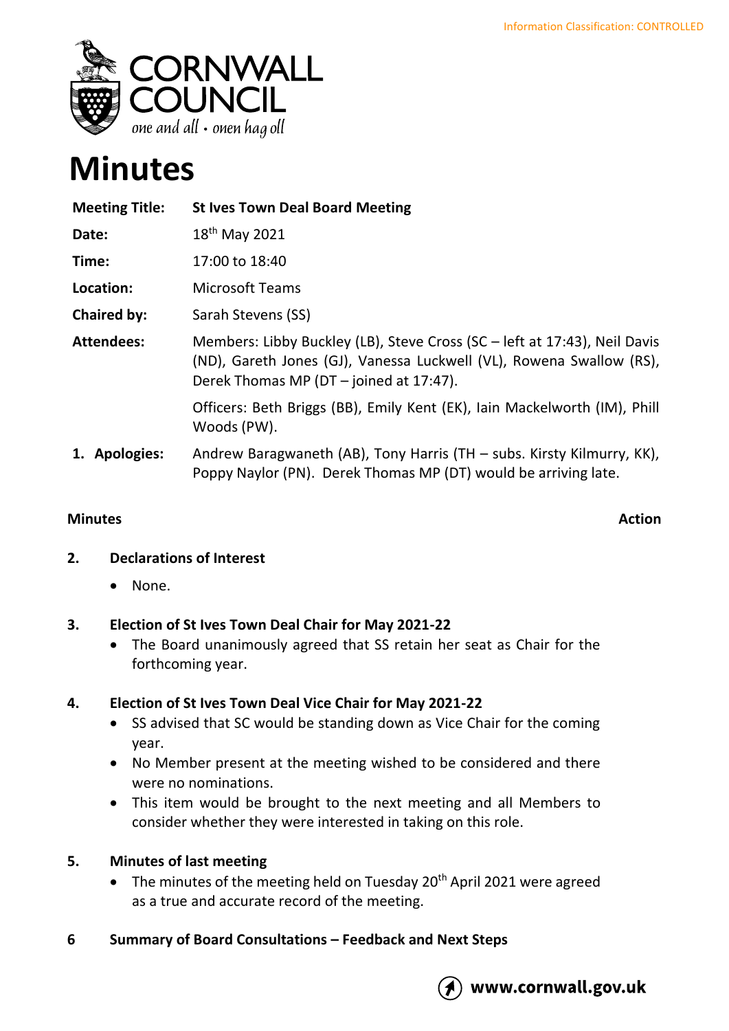Information Classification: CONTROLLED

CORNWALL COUNCIL
one and all • onen hag oll

# Minutes

| **Meeting Title:** | **St Ives Town Deal Board Meeting** |
|---|---|
| **Date:** | 18th May 2021 |
| **Time:** | 17:00 to 18:40 |
| **Location:** | Microsoft Teams |
| **Chaired by:** | Sarah Stevens (SS) |
| **Attendees:** | Members: Libby Buckley (LB), Steve Cross (SC – left at 17:43), Neil Davis (ND), Gareth Jones (GJ), Vanessa Luckwell (VL), Rowena Swallow (RS), Derek Thomas MP (DT – joined at 17:47). Officers: Beth Briggs (BB), Emily Kent (EK), Iain Mackelworth (IM), Phill Woods (PW). |
| **1. Apologies:** | Andrew Baragwaneth (AB), Tony Harris (TH – subs. Kirsty Kilmurry, KK), Poppy Naylor (PN). Derek Thomas MP (DT) would be arriving late. |

**Minutes** **Action**

**2. Declarations of Interest**

- None.

**3. Election of St Ives Town Deal Chair for May 2021-22**

- The Board unanimously agreed that SS retain her seat as Chair for the forthcoming year.

**4. Election of St Ives Town Deal Vice Chair for May 2021-22**

- SS advised that SC would be standing down as Vice Chair for the coming year.
- No Member present at the meeting wished to be considered and there were no nominations.
- This item would be brought to the next meeting and all Members to consider whether they were interested in taking on this role.

**5. Minutes of last meeting**

- The minutes of the meeting held on Tuesday 20th April 2021 were agreed as a true and accurate record of the meeting.

**6 Summary of Board Consultations – Feedback and Next Steps**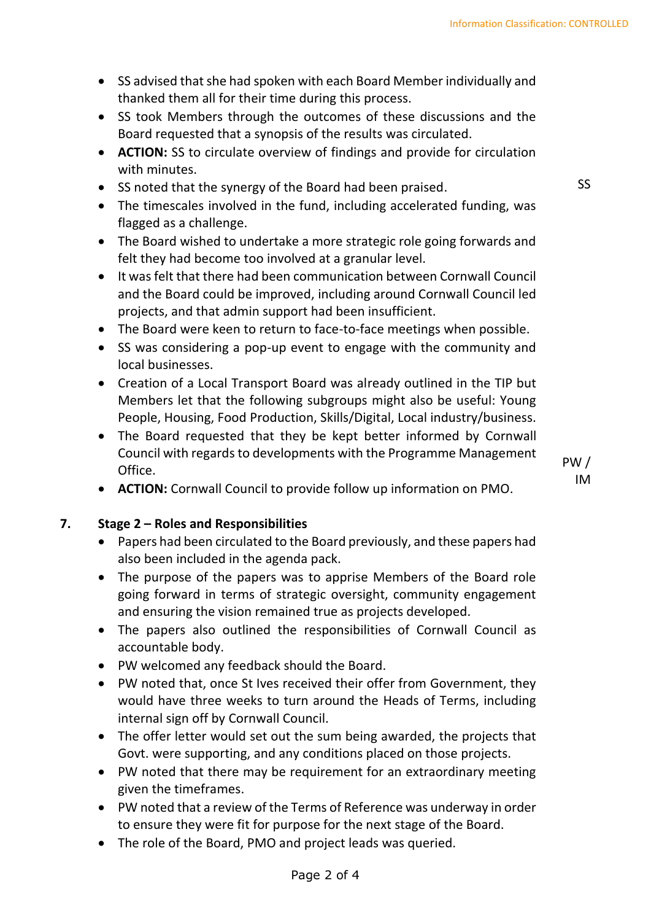- SS advised that she had spoken with each Board Member individually and thanked them all for their time during this process.
- SS took Members through the outcomes of these discussions and the Board requested that a synopsis of the results was circulated.
- **ACTION:** SS to circulate overview of findings and provide for circulation with minutes. — SS
- SS noted that the synergy of the Board had been praised.
- The timescales involved in the fund, including accelerated funding, was flagged as a challenge.
- The Board wished to undertake a more strategic role going forwards and felt they had become too involved at a granular level.
- It was felt that there had been communication between Cornwall Council and the Board could be improved, including around Cornwall Council led projects, and that admin support had been insufficient.
- The Board were keen to return to face-to-face meetings when possible.
- SS was considering a pop-up event to engage with the community and local businesses.
- Creation of a Local Transport Board was already outlined in the TIP but Members let that the following subgroups might also be useful: Young People, Housing, Food Production, Skills/Digital, Local industry/business.
- The Board requested that they be kept better informed by Cornwall Council with regards to developments with the Programme Management Office.
- **ACTION:** Cornwall Council to provide follow up information on PMO. — PW / IM

**7. Stage 2 – Roles and Responsibilities**

- Papers had been circulated to the Board previously, and these papers had also been included in the agenda pack.
- The purpose of the papers was to apprise Members of the Board role going forward in terms of strategic oversight, community engagement and ensuring the vision remained true as projects developed.
- The papers also outlined the responsibilities of Cornwall Council as accountable body.
- PW welcomed any feedback should the Board.
- PW noted that, once St Ives received their offer from Government, they would have three weeks to turn around the Heads of Terms, including internal sign off by Cornwall Council.
- The offer letter would set out the sum being awarded, the projects that Govt. were supporting, and any conditions placed on those projects.
- PW noted that there may be requirement for an extraordinary meeting given the timeframes.
- PW noted that a review of the Terms of Reference was underway in order to ensure they were fit for purpose for the next stage of the Board.
- The role of the Board, PMO and project leads was queried.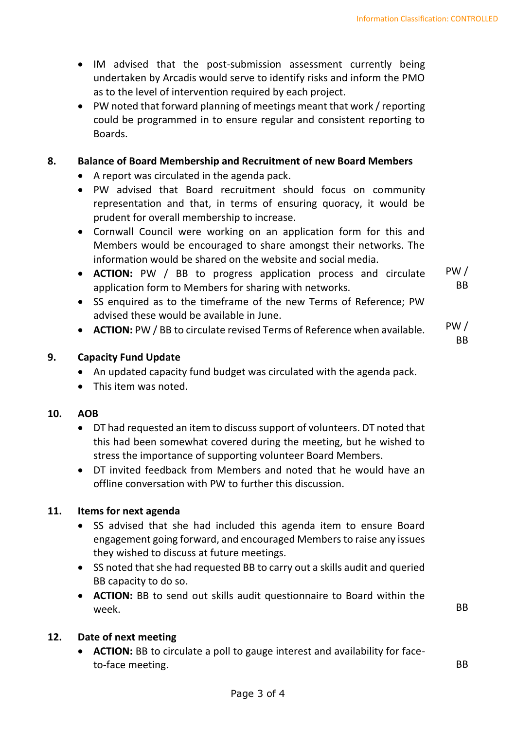- IM advised that the post-submission assessment currently being undertaken by Arcadis would serve to identify risks and inform the PMO as to the level of intervention required by each project.
- PW noted that forward planning of meetings meant that work / reporting could be programmed in to ensure regular and consistent reporting to Boards.

## 8. Balance of Board Membership and Recruitment of new Board Members

- A report was circulated in the agenda pack.
- PW advised that Board recruitment should focus on community representation and that, in terms of ensuring quoracy, it would be prudent for overall membership to increase.
- Cornwall Council were working on an application form for this and Members would be encouraged to share amongst their networks. The information would be shared on the website and social media.
- **ACTION:** PW / BB to progress application process and circulate application form to Members for sharing with networks. — PW / BB
- SS enquired as to the timeframe of the new Terms of Reference; PW advised these would be available in June.
- **ACTION:** PW / BB to circulate revised Terms of Reference when available. — PW / BB

## 9. Capacity Fund Update

- An updated capacity fund budget was circulated with the agenda pack.
- This item was noted.

## 10. AOB

- DT had requested an item to discuss support of volunteers. DT noted that this had been somewhat covered during the meeting, but he wished to stress the importance of supporting volunteer Board Members.
- DT invited feedback from Members and noted that he would have an offline conversation with PW to further this discussion.

## 11. Items for next agenda

- SS advised that she had included this agenda item to ensure Board engagement going forward, and encouraged Members to raise any issues they wished to discuss at future meetings.
- SS noted that she had requested BB to carry out a skills audit and queried BB capacity to do so.
- **ACTION:** BB to send out skills audit questionnaire to Board within the week. — BB

## 12. Date of next meeting

- **ACTION:** BB to circulate a poll to gauge interest and availability for face-to-face meeting. — BB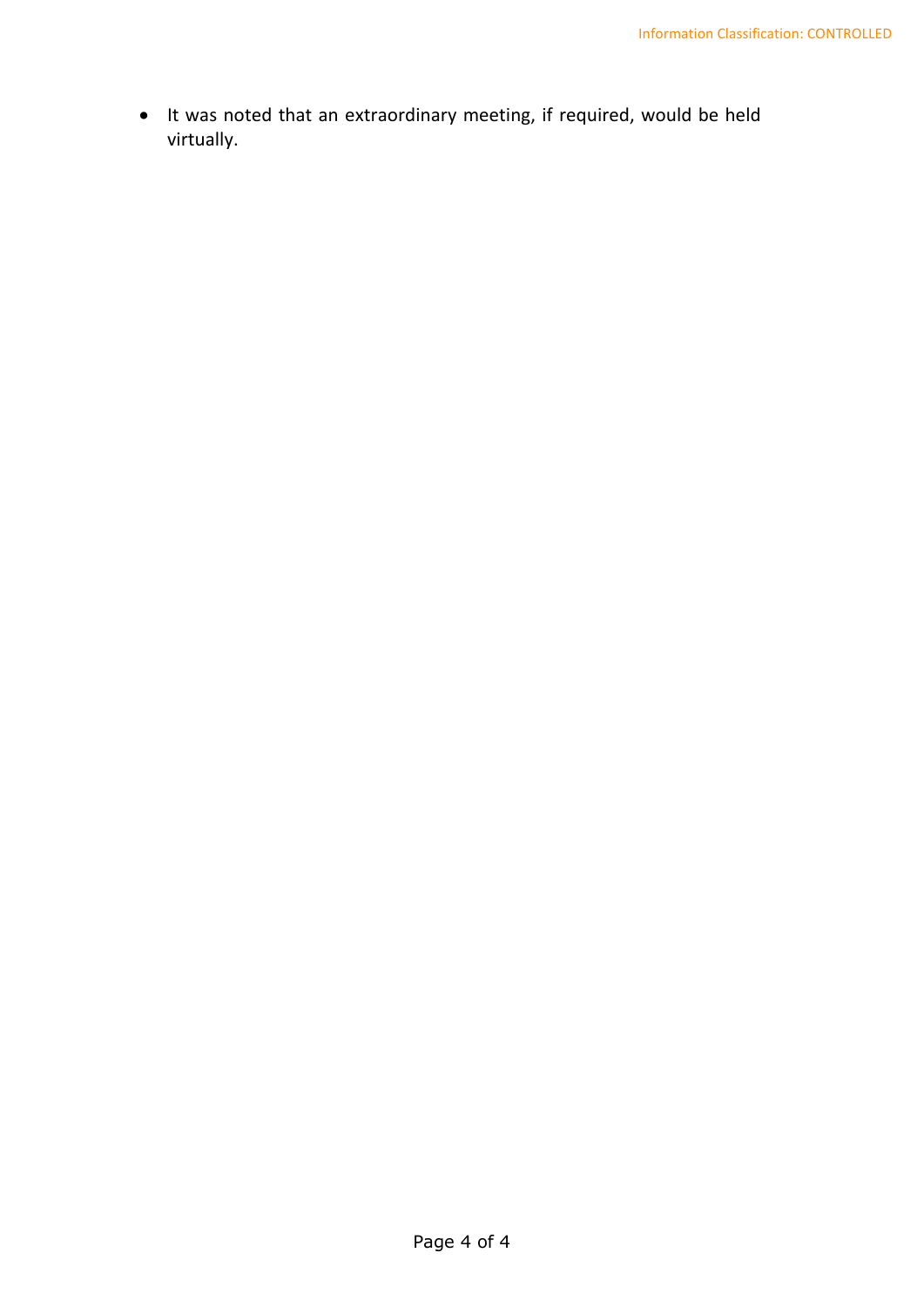- It was noted that an extraordinary meeting, if required, would be held virtually.